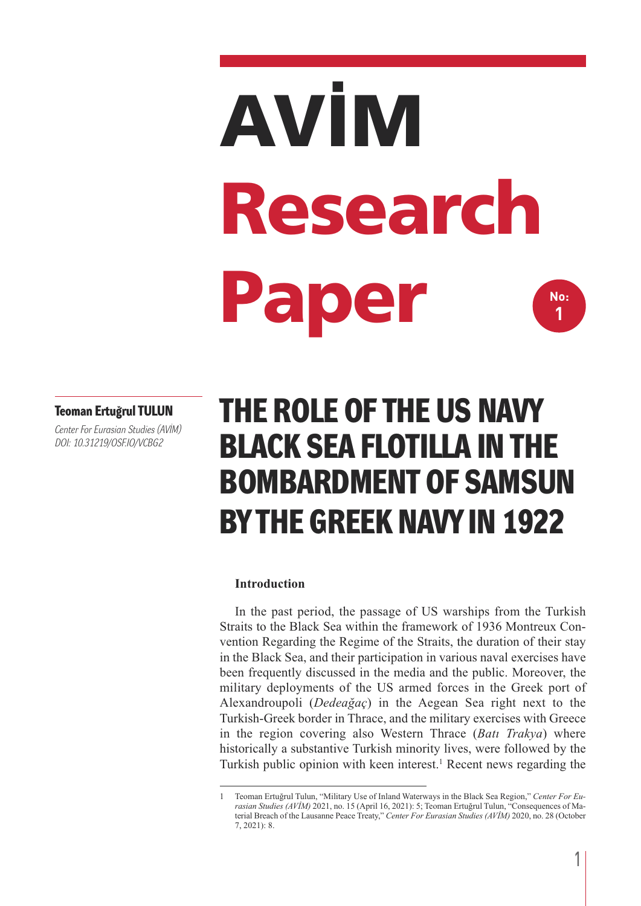# AVİM Research Paper

No: 1

**Teoman Ertuğrul TULUN**

*Center For Eurasian Studies (AVİM)*
*DOI: 10.31219/OSF.IO/VCBG2*

# THE ROLE OF THE US NAVY BLACK SEA FLOTILLA IN THE BOMBARDMENT OF SAMSUN BY THE GREEK NAVY IN 1922

**Introduction**

In the past period, the passage of US warships from the Turkish Straits to the Black Sea within the framework of 1936 Montreux Convention Regarding the Regime of the Straits, the duration of their stay in the Black Sea, and their participation in various naval exercises have been frequently discussed in the media and the public. Moreover, the military deployments of the US armed forces in the Greek port of Alexandroupoli (*Dedeağaç*) in the Aegean Sea right next to the Turkish-Greek border in Thrace, and the military exercises with Greece in the region covering also Western Thrace (*Batı Trakya*) where historically a substantive Turkish minority lives, were followed by the Turkish public opinion with keen interest.[1] Recent news regarding the

---

1 Teoman Ertuğrul Tulun, "Military Use of Inland Waterways in the Black Sea Region," *Center For Eurasian Studies (AVİM)* 2021, no. 15 (April 16, 2021): 5; Teoman Ertuğrul Tulun, "Consequences of Material Breach of the Lausanne Peace Treaty," *Center For Eurasian Studies (AVİM)* 2020, no. 28 (October 7, 2021): 8.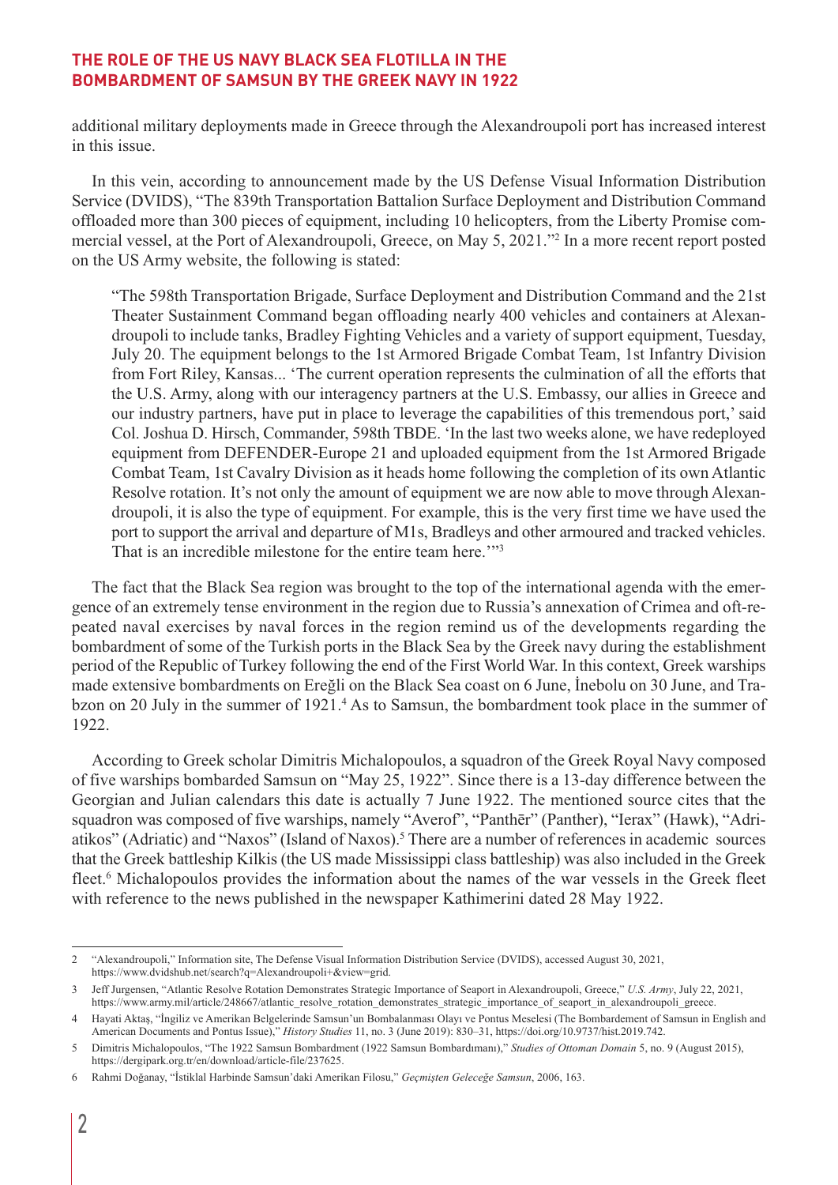additional military deployments made in Greece through the Alexandroupoli port has increased interest in this issue.

In this vein, according to announcement made by the US Defense Visual Information Distribution Service (DVIDS), "The 839th Transportation Battalion Surface Deployment and Distribution Command offloaded more than 300 pieces of equipment, including 10 helicopters, from the Liberty Promise commercial vessel, at the Port of Alexandroupoli, Greece, on May 5, 2021."[2] In a more recent report posted on the US Army website, the following is stated:

> "The 598th Transportation Brigade, Surface Deployment and Distribution Command and the 21st Theater Sustainment Command began offloading nearly 400 vehicles and containers at Alexandroupoli to include tanks, Bradley Fighting Vehicles and a variety of support equipment, Tuesday, July 20. The equipment belongs to the 1st Armored Brigade Combat Team, 1st Infantry Division from Fort Riley, Kansas... 'The current operation represents the culmination of all the efforts that the U.S. Army, along with our interagency partners at the U.S. Embassy, our allies in Greece and our industry partners, have put in place to leverage the capabilities of this tremendous port,' said Col. Joshua D. Hirsch, Commander, 598th TBDE. 'In the last two weeks alone, we have redeployed equipment from DEFENDER-Europe 21 and uploaded equipment from the 1st Armored Brigade Combat Team, 1st Cavalry Division as it heads home following the completion of its own Atlantic Resolve rotation. It's not only the amount of equipment we are now able to move through Alexandroupoli, it is also the type of equipment. For example, this is the very first time we have used the port to support the arrival and departure of M1s, Bradleys and other armoured and tracked vehicles. That is an incredible milestone for the entire team here.'"[3]

The fact that the Black Sea region was brought to the top of the international agenda with the emergence of an extremely tense environment in the region due to Russia's annexation of Crimea and oft-repeated naval exercises by naval forces in the region remind us of the developments regarding the bombardment of some of the Turkish ports in the Black Sea by the Greek navy during the establishment period of the Republic of Turkey following the end of the First World War. In this context, Greek warships made extensive bombardments on Ereğli on the Black Sea coast on 6 June, İnebolu on 30 June, and Trabzon on 20 July in the summer of 1921.[4] As to Samsun, the bombardment took place in the summer of 1922.

According to Greek scholar Dimitris Michalopoulos, a squadron of the Greek Royal Navy composed of five warships bombarded Samsun on "May 25, 1922". Since there is a 13-day difference between the Georgian and Julian calendars this date is actually 7 June 1922. The mentioned source cites that the squadron was composed of five warships, namely "Averof", "Panthēr" (Panther), "Ierax" (Hawk), "Adriatikos" (Adriatic) and "Naxos" (Island of Naxos).[5] There are a number of references in academic sources that the Greek battleship Kilkis (the US made Mississippi class battleship) was also included in the Greek fleet.[6] Michalopoulos provides the information about the names of the war vessels in the Greek fleet with reference to the news published in the newspaper Kathimerini dated 28 May 1922.

---

2 "Alexandroupoli," Information site, The Defense Visual Information Distribution Service (DVIDS), accessed August 30, 2021, https://www.dvidshub.net/search?q=Alexandroupoli+&view=grid.

3 Jeff Jurgensen, "Atlantic Resolve Rotation Demonstrates Strategic Importance of Seaport in Alexandroupoli, Greece," *U.S. Army*, July 22, 2021, https://www.army.mil/article/248667/atlantic_resolve_rotation_demonstrates_strategic_importance_of_seaport_in_alexandroupoli_greece.

4 Hayati Aktaş, "İngiliz ve Amerikan Belgelerinde Samsun'un Bombalanması Olayı ve Pontus Meselesi (The Bombardement of Samsun in English and American Documents and Pontus Issue)," *History Studies* 11, no. 3 (June 2019): 830–31, https://doi.org/10.9737/hist.2019.742.

5 Dimitris Michalopoulos, "The 1922 Samsun Bombardment (1922 Samsun Bombardımanı)," *Studies of Ottoman Domain* 5, no. 9 (August 2015), https://dergipark.org.tr/en/download/article-file/237625.

6 Rahmi Doğanay, "İstiklal Harbinde Samsun'daki Amerikan Filosu," *Geçmişten Geleceğe Samsun*, 2006, 163.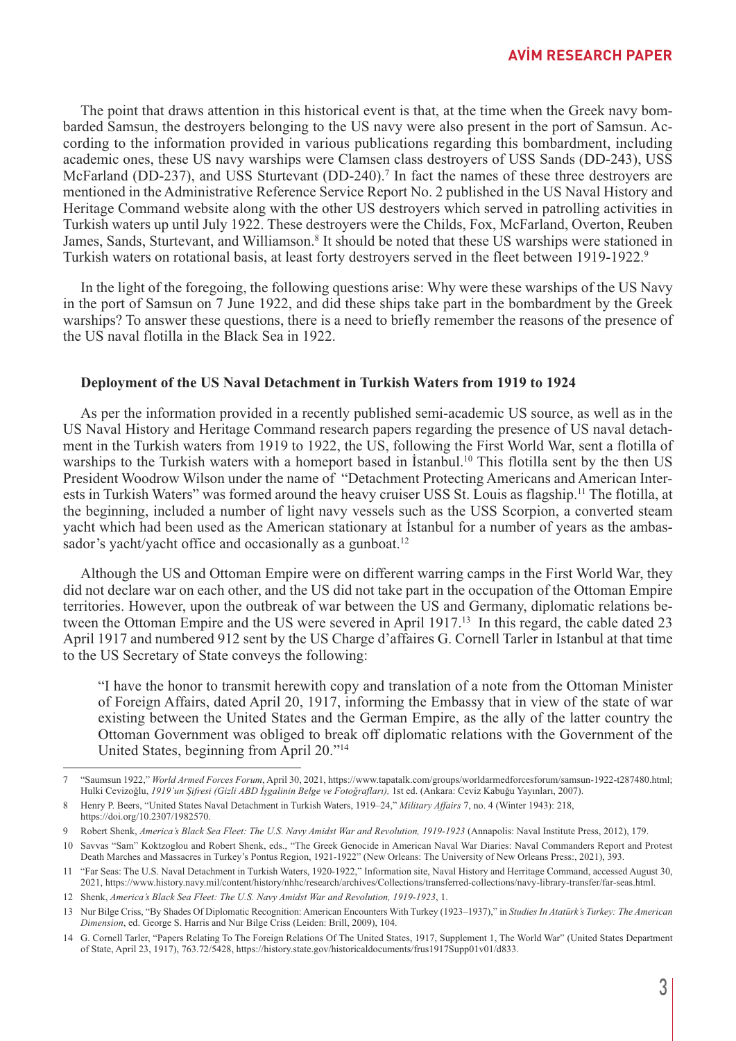The point that draws attention in this historical event is that, at the time when the Greek navy bombarded Samsun, the destroyers belonging to the US navy were also present in the port of Samsun. According to the information provided in various publications regarding this bombardment, including academic ones, these US navy warships were Clamsen class destroyers of USS Sands (DD-243), USS McFarland (DD-237), and USS Sturtevant (DD-240).[7] In fact the names of these three destroyers are mentioned in the Administrative Reference Service Report No. 2 published in the US Naval History and Heritage Command website along with the other US destroyers which served in patrolling activities in Turkish waters up until July 1922. These destroyers were the Childs, Fox, McFarland, Overton, Reuben James, Sands, Sturtevant, and Williamson.[8] It should be noted that these US warships were stationed in Turkish waters on rotational basis, at least forty destroyers served in the fleet between 1919-1922.[9]

In the light of the foregoing, the following questions arise: Why were these warships of the US Navy in the port of Samsun on 7 June 1922, and did these ships take part in the bombardment by the Greek warships? To answer these questions, there is a need to briefly remember the reasons of the presence of the US naval flotilla in the Black Sea in 1922.

### Deployment of the US Naval Detachment in Turkish Waters from 1919 to 1924

As per the information provided in a recently published semi-academic US source, as well as in the US Naval History and Heritage Command research papers regarding the presence of US naval detachment in the Turkish waters from 1919 to 1922, the US, following the First World War, sent a flotilla of warships to the Turkish waters with a homeport based in İstanbul.[10] This flotilla sent by the then US President Woodrow Wilson under the name of "Detachment Protecting Americans and American Interests in Turkish Waters" was formed around the heavy cruiser USS St. Louis as flagship.[11] The flotilla, at the beginning, included a number of light navy vessels such as the USS Scorpion, a converted steam yacht which had been used as the American stationary at İstanbul for a number of years as the ambassador's yacht/yacht office and occasionally as a gunboat.[12]

Although the US and Ottoman Empire were on different warring camps in the First World War, they did not declare war on each other, and the US did not take part in the occupation of the Ottoman Empire territories. However, upon the outbreak of war between the US and Germany, diplomatic relations between the Ottoman Empire and the US were severed in April 1917.[13] In this regard, the cable dated 23 April 1917 and numbered 912 sent by the US Charge d'affaires G. Cornell Tarler in Istanbul at that time to the US Secretary of State conveys the following:

> "I have the honor to transmit herewith copy and translation of a note from the Ottoman Minister of Foreign Affairs, dated April 20, 1917, informing the Embassy that in view of the state of war existing between the United States and the German Empire, as the ally of the latter country the Ottoman Government was obliged to break off diplomatic relations with the Government of the United States, beginning from April 20."[14]

---

7 "Saumsun 1922," *World Armed Forces Forum*, April 30, 2021, https://www.tapatalk.com/groups/worldarmedforcesforum/samsun-1922-t287480.html; Hulki Cevizoğlu, *1919'un Şifresi (Gizli ABD İşgalinin Belge ve Fotoğrafları),* 1st ed. (Ankara: Ceviz Kabuğu Yayınları, 2007).

8 Henry P. Beers, "United States Naval Detachment in Turkish Waters, 1919–24," *Military Affairs* 7, no. 4 (Winter 1943): 218, https://doi.org/10.2307/1982570.

9 Robert Shenk, *America's Black Sea Fleet: The U.S. Navy Amidst War and Revolution, 1919-1923* (Annapolis: Naval Institute Press, 2012), 179.

10 Savvas "Sam" Koktzoglou and Robert Shenk, eds., "The Greek Genocide in American Naval War Diaries: Naval Commanders Report and Protest Death Marches and Massacres in Turkey's Pontus Region, 1921-1922" (New Orleans: The University of New Orleans Press:, 2021), 393.

11 "Far Seas: The U.S. Naval Detachment in Turkish Waters, 1920-1922," Information site, Naval History and Herritage Command, accessed August 30, 2021, https://www.history.navy.mil/content/history/nhhc/research/archives/Collections/transferred-collections/navy-library-transfer/far-seas.html.

12 Shenk, *America's Black Sea Fleet: The U.S. Navy Amidst War and Revolution, 1919-1923*, 1.

13 Nur Bilge Criss, "By Shades Of Diplomatic Recognition: American Encounters With Turkey (1923–1937)," in *Studies In Atatürk's Turkey: The American Dimension*, ed. George S. Harris and Nur Bilge Criss (Leiden: Brill, 2009), 104.

14 G. Cornell Tarler, "Papers Relating To The Foreign Relations Of The United States, 1917, Supplement 1, The World War" (United States Department of State, April 23, 1917), 763.72/5428, https://history.state.gov/historicaldocuments/frus1917Supp01v01/d833.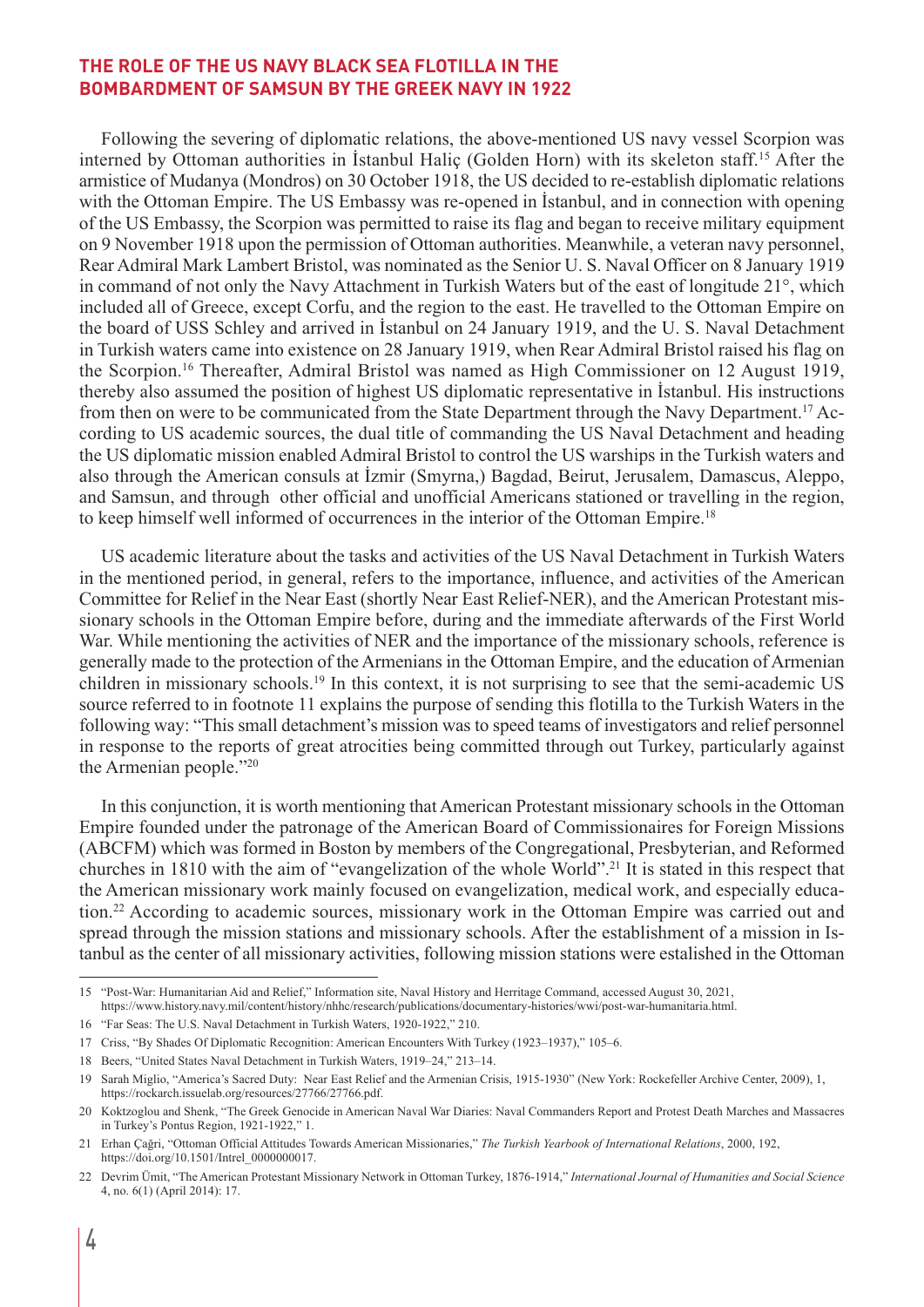Following the severing of diplomatic relations, the above-mentioned US navy vessel Scorpion was interned by Ottoman authorities in İstanbul Haliç (Golden Horn) with its skeleton staff.[15] After the armistice of Mudanya (Mondros) on 30 October 1918, the US decided to re-establish diplomatic relations with the Ottoman Empire. The US Embassy was re-opened in İstanbul, and in connection with opening of the US Embassy, the Scorpion was permitted to raise its flag and began to receive military equipment on 9 November 1918 upon the permission of Ottoman authorities. Meanwhile, a veteran navy personnel, Rear Admiral Mark Lambert Bristol, was nominated as the Senior U. S. Naval Officer on 8 January 1919 in command of not only the Navy Attachment in Turkish Waters but of the east of longitude 21°, which included all of Greece, except Corfu, and the region to the east. He travelled to the Ottoman Empire on the board of USS Schley and arrived in İstanbul on 24 January 1919, and the U. S. Naval Detachment in Turkish waters came into existence on 28 January 1919, when Rear Admiral Bristol raised his flag on the Scorpion.[16] Thereafter, Admiral Bristol was named as High Commissioner on 12 August 1919, thereby also assumed the position of highest US diplomatic representative in İstanbul. His instructions from then on were to be communicated from the State Department through the Navy Department.[17] According to US academic sources, the dual title of commanding the US Naval Detachment and heading the US diplomatic mission enabled Admiral Bristol to control the US warships in the Turkish waters and also through the American consuls at İzmir (Smyrna,) Bagdad, Beirut, Jerusalem, Damascus, Aleppo, and Samsun, and through other official and unofficial Americans stationed or travelling in the region, to keep himself well informed of occurrences in the interior of the Ottoman Empire.[18]

US academic literature about the tasks and activities of the US Naval Detachment in Turkish Waters in the mentioned period, in general, refers to the importance, influence, and activities of the American Committee for Relief in the Near East (shortly Near East Relief-NER), and the American Protestant missionary schools in the Ottoman Empire before, during and the immediate afterwards of the First World War. While mentioning the activities of NER and the importance of the missionary schools, reference is generally made to the protection of the Armenians in the Ottoman Empire, and the education of Armenian children in missionary schools.[19] In this context, it is not surprising to see that the semi-academic US source referred to in footnote 11 explains the purpose of sending this flotilla to the Turkish Waters in the following way: "This small detachment's mission was to speed teams of investigators and relief personnel in response to the reports of great atrocities being committed through out Turkey, particularly against the Armenian people."[20]

In this conjunction, it is worth mentioning that American Protestant missionary schools in the Ottoman Empire founded under the patronage of the American Board of Commissionaires for Foreign Missions (ABCFM) which was formed in Boston by members of the Congregational, Presbyterian, and Reformed churches in 1810 with the aim of "evangelization of the whole World".[21] It is stated in this respect that the American missionary work mainly focused on evangelization, medical work, and especially education.[22] According to academic sources, missionary work in the Ottoman Empire was carried out and spread through the mission stations and missionary schools. After the establishment of a mission in Istanbul as the center of all missionary activities, following mission stations were estalished in the Ottoman

---

15 "Post-War: Humanitarian Aid and Relief," Information site, Naval History and Herritage Command, accessed August 30, 2021, https://www.history.navy.mil/content/history/nhhc/research/publications/documentary-histories/wwi/post-war-humanitaria.html.

16 "Far Seas: The U.S. Naval Detachment in Turkish Waters, 1920-1922," 210.

17 Criss, "By Shades Of Diplomatic Recognition: American Encounters With Turkey (1923–1937)," 105–6.

18 Beers, "United States Naval Detachment in Turkish Waters, 1919–24," 213–14.

19 Sarah Miglio, "America's Sacred Duty: Near East Relief and the Armenian Crisis, 1915-1930" (New York: Rockefeller Archive Center, 2009), 1, https://rockarch.issuelab.org/resources/27766/27766.pdf.

20 Koktzoglou and Shenk, "The Greek Genocide in American Naval War Diaries: Naval Commanders Report and Protest Death Marches and Massacres in Turkey's Pontus Region, 1921-1922," 1.

21 Erhan Çağri, "Ottoman Official Attitudes Towards American Missionaries," *The Turkish Yearbook of International Relations*, 2000, 192, https://doi.org/10.1501/Intrel_0000000017.

22 Devrim Ümit, "The American Protestant Missionary Network in Ottoman Turkey, 1876-1914," *International Journal of Humanities and Social Science* 4, no. 6(1) (April 2014): 17.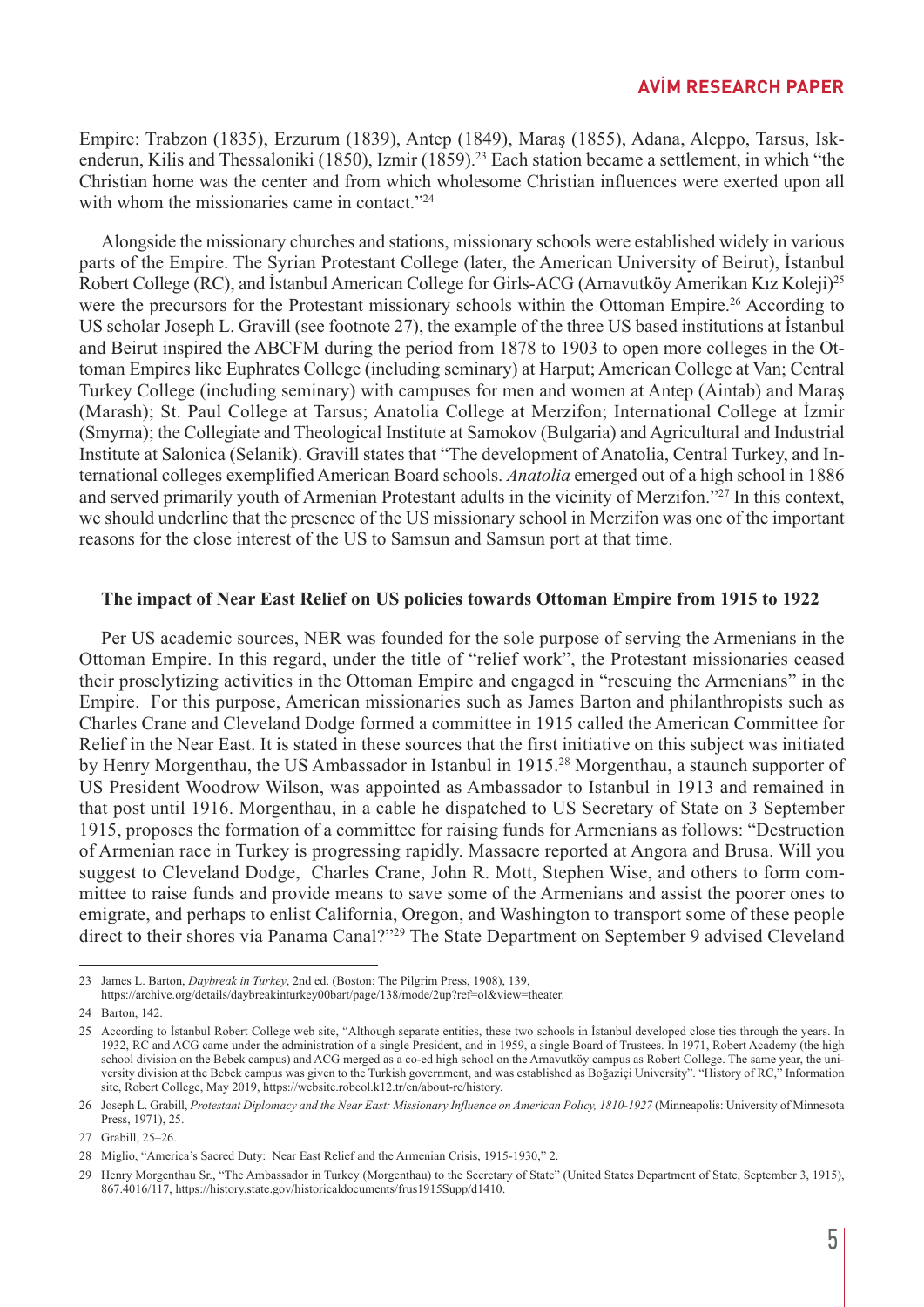Empire: Trabzon (1835), Erzurum (1839), Antep (1849), Maraş (1855), Adana, Aleppo, Tarsus, Iskenderun, Kilis and Thessaloniki (1850), Izmir (1859).[23] Each station became a settlement, in which "the Christian home was the center and from which wholesome Christian influences were exerted upon all with whom the missionaries came in contact."[24]

Alongside the missionary churches and stations, missionary schools were established widely in various parts of the Empire. The Syrian Protestant College (later, the American University of Beirut), İstanbul Robert College (RC), and İstanbul American College for Girls-ACG (Arnavutköy Amerikan Kız Koleji)[25] were the precursors for the Protestant missionary schools within the Ottoman Empire.[26] According to US scholar Joseph L. Gravill (see footnote 27), the example of the three US based institutions at İstanbul and Beirut inspired the ABCFM during the period from 1878 to 1903 to open more colleges in the Ottoman Empires like Euphrates College (including seminary) at Harput; American College at Van; Central Turkey College (including seminary) with campuses for men and women at Antep (Aintab) and Maraş (Marash); St. Paul College at Tarsus; Anatolia College at Merzifon; International College at İzmir (Smyrna); the Collegiate and Theological Institute at Samokov (Bulgaria) and Agricultural and Industrial Institute at Salonica (Selanik). Gravill states that "The development of Anatolia, Central Turkey, and International colleges exemplified American Board schools. *Anatolia* emerged out of a high school in 1886 and served primarily youth of Armenian Protestant adults in the vicinity of Merzifon."[27] In this context, we should underline that the presence of the US missionary school in Merzifon was one of the important reasons for the close interest of the US to Samsun and Samsun port at that time.

**The impact of Near East Relief on US policies towards Ottoman Empire from 1915 to 1922**

Per US academic sources, NER was founded for the sole purpose of serving the Armenians in the Ottoman Empire. In this regard, under the title of "relief work", the Protestant missionaries ceased their proselytizing activities in the Ottoman Empire and engaged in "rescuing the Armenians" in the Empire. For this purpose, American missionaries such as James Barton and philanthropists such as Charles Crane and Cleveland Dodge formed a committee in 1915 called the American Committee for Relief in the Near East. It is stated in these sources that the first initiative on this subject was initiated by Henry Morgenthau, the US Ambassador in Istanbul in 1915.[28] Morgenthau, a staunch supporter of US President Woodrow Wilson, was appointed as Ambassador to Istanbul in 1913 and remained in that post until 1916. Morgenthau, in a cable he dispatched to US Secretary of State on 3 September 1915, proposes the formation of a committee for raising funds for Armenians as follows: "Destruction of Armenian race in Turkey is progressing rapidly. Massacre reported at Angora and Brusa. Will you suggest to Cleveland Dodge, Charles Crane, John R. Mott, Stephen Wise, and others to form committee to raise funds and provide means to save some of the Armenians and assist the poorer ones to emigrate, and perhaps to enlist California, Oregon, and Washington to transport some of these people direct to their shores via Panama Canal?"[29] The State Department on September 9 advised Cleveland

---

23 James L. Barton, *Daybreak in Turkey*, 2nd ed. (Boston: The Pilgrim Press, 1908), 139, https://archive.org/details/daybreakinturkey00bart/page/138/mode/2up?ref=ol&view=theater.

24 Barton, 142.

25 According to İstanbul Robert College web site, "Although separate entities, these two schools in İstanbul developed close ties through the years. In 1932, RC and ACG came under the administration of a single President, and in 1959, a single Board of Trustees. In 1971, Robert Academy (the high school division on the Bebek campus) and ACG merged as a co-ed high school on the Arnavutköy campus as Robert College. The same year, the university division at the Bebek campus was given to the Turkish government, and was established as Boğaziçi University". "History of RC," Information site, Robert College, May 2019, https://website.robcol.k12.tr/en/about-rc/history.

26 Joseph L. Grabill, *Protestant Diplomacy and the Near East: Missionary Influence on American Policy, 1810-1927* (Minneapolis: University of Minnesota Press, 1971), 25.

27 Grabill, 25–26.

28 Miglio, "America's Sacred Duty: Near East Relief and the Armenian Crisis, 1915-1930," 2.

29 Henry Morgenthau Sr., "The Ambassador in Turkey (Morgenthau) to the Secretary of State" (United States Department of State, September 3, 1915), 867.4016/117, https://history.state.gov/historicaldocuments/frus1915Supp/d1410.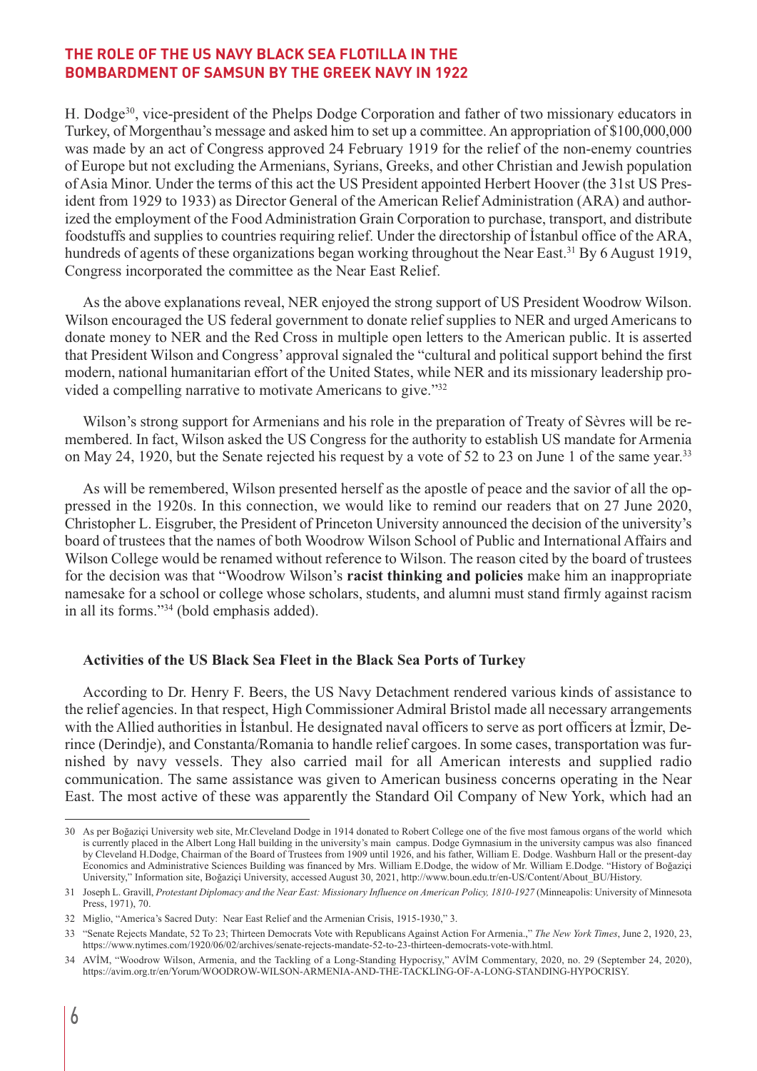H. Dodge[30], vice-president of the Phelps Dodge Corporation and father of two missionary educators in Turkey, of Morgenthau's message and asked him to set up a committee. An appropriation of $100,000,000 was made by an act of Congress approved 24 February 1919 for the relief of the non-enemy countries of Europe but not excluding the Armenians, Syrians, Greeks, and other Christian and Jewish population of Asia Minor. Under the terms of this act the US President appointed Herbert Hoover (the 31st US President from 1929 to 1933) as Director General of the American Relief Administration (ARA) and authorized the employment of the Food Administration Grain Corporation to purchase, transport, and distribute foodstuffs and supplies to countries requiring relief. Under the directorship of İstanbul office of the ARA, hundreds of agents of these organizations began working throughout the Near East.[31] By 6 August 1919, Congress incorporated the committee as the Near East Relief.

As the above explanations reveal, NER enjoyed the strong support of US President Woodrow Wilson. Wilson encouraged the US federal government to donate relief supplies to NER and urged Americans to donate money to NER and the Red Cross in multiple open letters to the American public. It is asserted that President Wilson and Congress' approval signaled the "cultural and political support behind the first modern, national humanitarian effort of the United States, while NER and its missionary leadership provided a compelling narrative to motivate Americans to give."[32]

Wilson's strong support for Armenians and his role in the preparation of Treaty of Sèvres will be remembered. In fact, Wilson asked the US Congress for the authority to establish US mandate for Armenia on May 24, 1920, but the Senate rejected his request by a vote of 52 to 23 on June 1 of the same year.[33]

As will be remembered, Wilson presented herself as the apostle of peace and the savior of all the oppressed in the 1920s. In this connection, we would like to remind our readers that on 27 June 2020, Christopher L. Eisgruber, the President of Princeton University announced the decision of the university's board of trustees that the names of both Woodrow Wilson School of Public and International Affairs and Wilson College would be renamed without reference to Wilson. The reason cited by the board of trustees for the decision was that "Woodrow Wilson's **racist thinking and policies** make him an inappropriate namesake for a school or college whose scholars, students, and alumni must stand firmly against racism in all its forms."[34] (bold emphasis added).

#### Activities of the US Black Sea Fleet in the Black Sea Ports of Turkey

According to Dr. Henry F. Beers, the US Navy Detachment rendered various kinds of assistance to the relief agencies. In that respect, High Commissioner Admiral Bristol made all necessary arrangements with the Allied authorities in İstanbul. He designated naval officers to serve as port officers at İzmir, Derince (Derindje), and Constanta/Romania to handle relief cargoes. In some cases, transportation was furnished by navy vessels. They also carried mail for all American interests and supplied radio communication. The same assistance was given to American business concerns operating in the Near East. The most active of these was apparently the Standard Oil Company of New York, which had an

---

30 As per Boğaziçi University web site, Mr.Cleveland Dodge in 1914 donated to Robert College one of the five most famous organs of the world which is currently placed in the Albert Long Hall building in the university's main campus. Dodge Gymnasium in the university campus was also financed by Cleveland H.Dodge, Chairman of the Board of Trustees from 1909 until 1926, and his father, William E. Dodge. Washburn Hall or the present-day Economics and Administrative Sciences Building was financed by Mrs. William E.Dodge, the widow of Mr. William E.Dodge. "History of Boğaziçi University," Information site, Boğaziçi University, accessed August 30, 2021, http://www.boun.edu.tr/en-US/Content/About_BU/History.

31 Joseph L. Gravill, *Protestant Diplomacy and the Near East: Missionary Influence on American Policy, 1810-1927* (Minneapolis: University of Minnesota Press, 1971), 70.

32 Miglio, "America's Sacred Duty: Near East Relief and the Armenian Crisis, 1915-1930," 3.

33 "Senate Rejects Mandate, 52 To 23; Thirteen Democrats Vote with Republicans Against Action For Armenia.," *The New York Times*, June 2, 1920, 23, https://www.nytimes.com/1920/06/02/archives/senate-rejects-mandate-52-to-23-thirteen-democrats-vote-with.html.

34 AVİM, "Woodrow Wilson, Armenia, and the Tackling of a Long-Standing Hypocrisy," AVİM Commentary, 2020, no. 29 (September 24, 2020), https://avim.org.tr/en/Yorum/WOODROW-WILSON-ARMENIA-AND-THE-TACKLING-OF-A-LONG-STANDING-HYPOCRISY.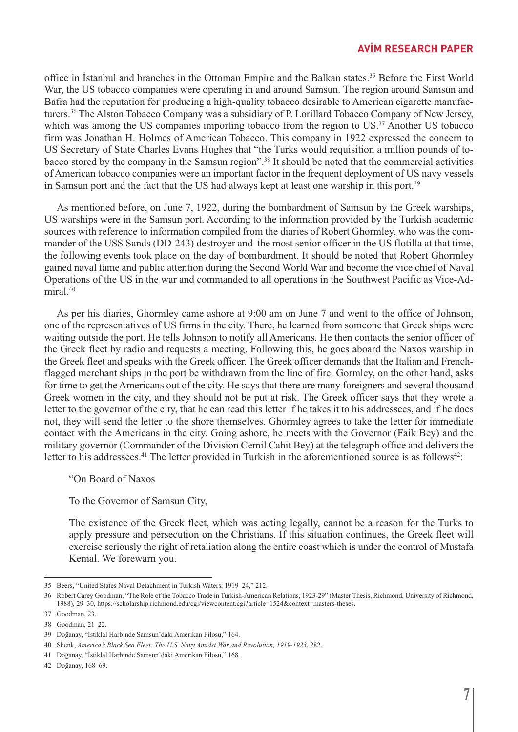office in İstanbul and branches in the Ottoman Empire and the Balkan states.[35] Before the First World War, the US tobacco companies were operating in and around Samsun. The region around Samsun and Bafra had the reputation for producing a high-quality tobacco desirable to American cigarette manufacturers.[36] The Alston Tobacco Company was a subsidiary of P. Lorillard Tobacco Company of New Jersey, which was among the US companies importing tobacco from the region to US.[37] Another US tobacco firm was Jonathan H. Holmes of American Tobacco. This company in 1922 expressed the concern to US Secretary of State Charles Evans Hughes that "the Turks would requisition a million pounds of tobacco stored by the company in the Samsun region".[38] It should be noted that the commercial activities of American tobacco companies were an important factor in the frequent deployment of US navy vessels in Samsun port and the fact that the US had always kept at least one warship in this port.[39]

As mentioned before, on June 7, 1922, during the bombardment of Samsun by the Greek warships, US warships were in the Samsun port. According to the information provided by the Turkish academic sources with reference to information compiled from the diaries of Robert Ghormley, who was the commander of the USS Sands (DD-243) destroyer and the most senior officer in the US flotilla at that time, the following events took place on the day of bombardment. It should be noted that Robert Ghormley gained naval fame and public attention during the Second World War and become the vice chief of Naval Operations of the US in the war and commanded to all operations in the Southwest Pacific as Vice-Admiral.[40]

As per his diaries, Ghormley came ashore at 9:00 am on June 7 and went to the office of Johnson, one of the representatives of US firms in the city. There, he learned from someone that Greek ships were waiting outside the port. He tells Johnson to notify all Americans. He then contacts the senior officer of the Greek fleet by radio and requests a meeting. Following this, he goes aboard the Naxos warship in the Greek fleet and speaks with the Greek officer. The Greek officer demands that the Italian and French-flagged merchant ships in the port be withdrawn from the line of fire. Gormley, on the other hand, asks for time to get the Americans out of the city. He says that there are many foreigners and several thousand Greek women in the city, and they should not be put at risk. The Greek officer says that they wrote a letter to the governor of the city, that he can read this letter if he takes it to his addressees, and if he does not, they will send the letter to the shore themselves. Ghormley agrees to take the letter for immediate contact with the Americans in the city. Going ashore, he meets with the Governor (Faik Bey) and the military governor (Commander of the Division Cemil Cahit Bey) at the telegraph office and delivers the letter to his addressees.[41] The letter provided in Turkish in the aforementioned source is as follows[42]:

> "On Board of Naxos
>
> To the Governor of Samsun City,
>
> The existence of the Greek fleet, which was acting legally, cannot be a reason for the Turks to apply pressure and persecution on the Christians. If this situation continues, the Greek fleet will exercise seriously the right of retaliation along the entire coast which is under the control of Mustafa Kemal. We forewarn you.

---

35 Beers, "United States Naval Detachment in Turkish Waters, 1919–24," 212.

36 Robert Carey Goodman, "The Role of the Tobacco Trade in Turkish-American Relations, 1923-29" (Master Thesis, Richmond, University of Richmond, 1988), 29–30, https://scholarship.richmond.edu/cgi/viewcontent.cgi?article=1524&context=masters-theses.

37 Goodman, 23.

38 Goodman, 21–22.

39 Doğanay, "İstiklal Harbinde Samsun'daki Amerikan Filosu," 164.

40 Shenk, *America's Black Sea Fleet: The U.S. Navy Amidst War and Revolution, 1919-1923*, 282.

41 Doğanay, "İstiklal Harbinde Samsun'daki Amerikan Filosu," 168.

42 Doğanay, 168–69.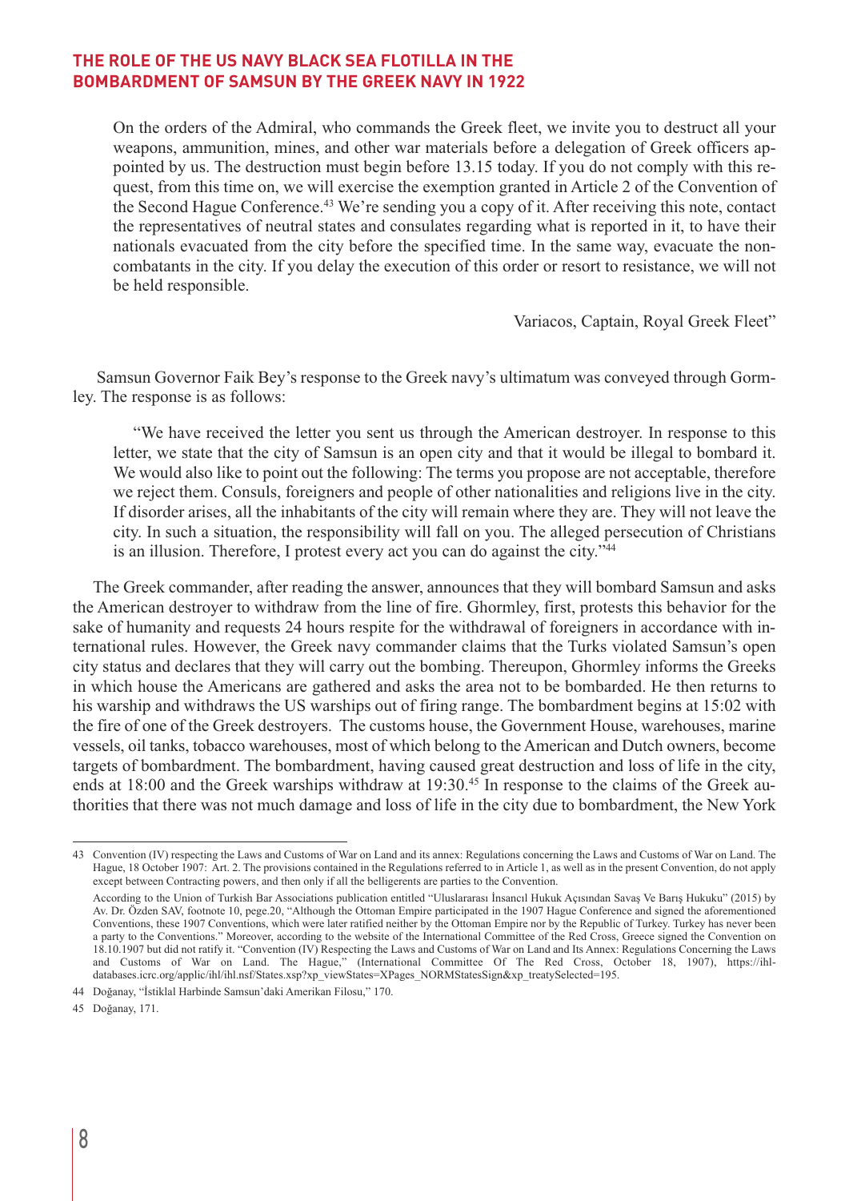On the orders of the Admiral, who commands the Greek fleet, we invite you to destruct all your weapons, ammunition, mines, and other war materials before a delegation of Greek officers appointed by us. The destruction must begin before 13.15 today. If you do not comply with this request, from this time on, we will exercise the exemption granted in Article 2 of the Convention of the Second Hague Conference.[43] We're sending you a copy of it. After receiving this note, contact the representatives of neutral states and consulates regarding what is reported in it, to have their nationals evacuated from the city before the specified time. In the same way, evacuate the non-combatants in the city. If you delay the execution of this order or resort to resistance, we will not be held responsible.

Variacos, Captain, Royal Greek Fleet"

Samsun Governor Faik Bey's response to the Greek navy's ultimatum was conveyed through Gormley. The response is as follows:

"We have received the letter you sent us through the American destroyer. In response to this letter, we state that the city of Samsun is an open city and that it would be illegal to bombard it. We would also like to point out the following: The terms you propose are not acceptable, therefore we reject them. Consuls, foreigners and people of other nationalities and religions live in the city. If disorder arises, all the inhabitants of the city will remain where they are. They will not leave the city. In such a situation, the responsibility will fall on you. The alleged persecution of Christians is an illusion. Therefore, I protest every act you can do against the city."[44]

The Greek commander, after reading the answer, announces that they will bombard Samsun and asks the American destroyer to withdraw from the line of fire. Ghormley, first, protests this behavior for the sake of humanity and requests 24 hours respite for the withdrawal of foreigners in accordance with international rules. However, the Greek navy commander claims that the Turks violated Samsun's open city status and declares that they will carry out the bombing. Thereupon, Ghormley informs the Greeks in which house the Americans are gathered and asks the area not to be bombarded. He then returns to his warship and withdraws the US warships out of firing range. The bombardment begins at 15:02 with the fire of one of the Greek destroyers. The customs house, the Government House, warehouses, marine vessels, oil tanks, tobacco warehouses, most of which belong to the American and Dutch owners, become targets of bombardment. The bombardment, having caused great destruction and loss of life in the city, ends at 18:00 and the Greek warships withdraw at 19:30.[45] In response to the claims of the Greek authorities that there was not much damage and loss of life in the city due to bombardment, the New York

---

[43] Convention (IV) respecting the Laws and Customs of War on Land and its annex: Regulations concerning the Laws and Customs of War on Land. The Hague, 18 October 1907: Art. 2. The provisions contained in the Regulations referred to in Article 1, as well as in the present Convention, do not apply except between Contracting powers, and then only if all the belligerents are parties to the Convention.

According to the Union of Turkish Bar Associations publication entitled "Uluslararası İnsancıl Hukuk Açısından Savaş Ve Barış Hukuku" (2015) by Av. Dr. Özden SAV, footnote 10, pege.20, "Although the Ottoman Empire participated in the 1907 Hague Conference and signed the aforementioned Conventions, these 1907 Conventions, which were later ratified neither by the Ottoman Empire nor by the Republic of Turkey. Turkey has never been a party to the Conventions." Moreover, according to the website of the International Committee of the Red Cross, Greece signed the Convention on 18.10.1907 but did not ratify it. "Convention (IV) Respecting the Laws and Customs of War on Land and Its Annex: Regulations Concerning the Laws and Customs of War on Land. The Hague," (International Committee Of The Red Cross, October 18, 1907), https://ihl-databases.icrc.org/applic/ihl/ihl.nsf/States.xsp?xp_viewStates=XPages_NORMStatesSign&xp_treatySelected=195.

[44] Doğanay, "İstiklal Harbinde Samsun'daki Amerikan Filosu," 170.

[45] Doğanay, 171.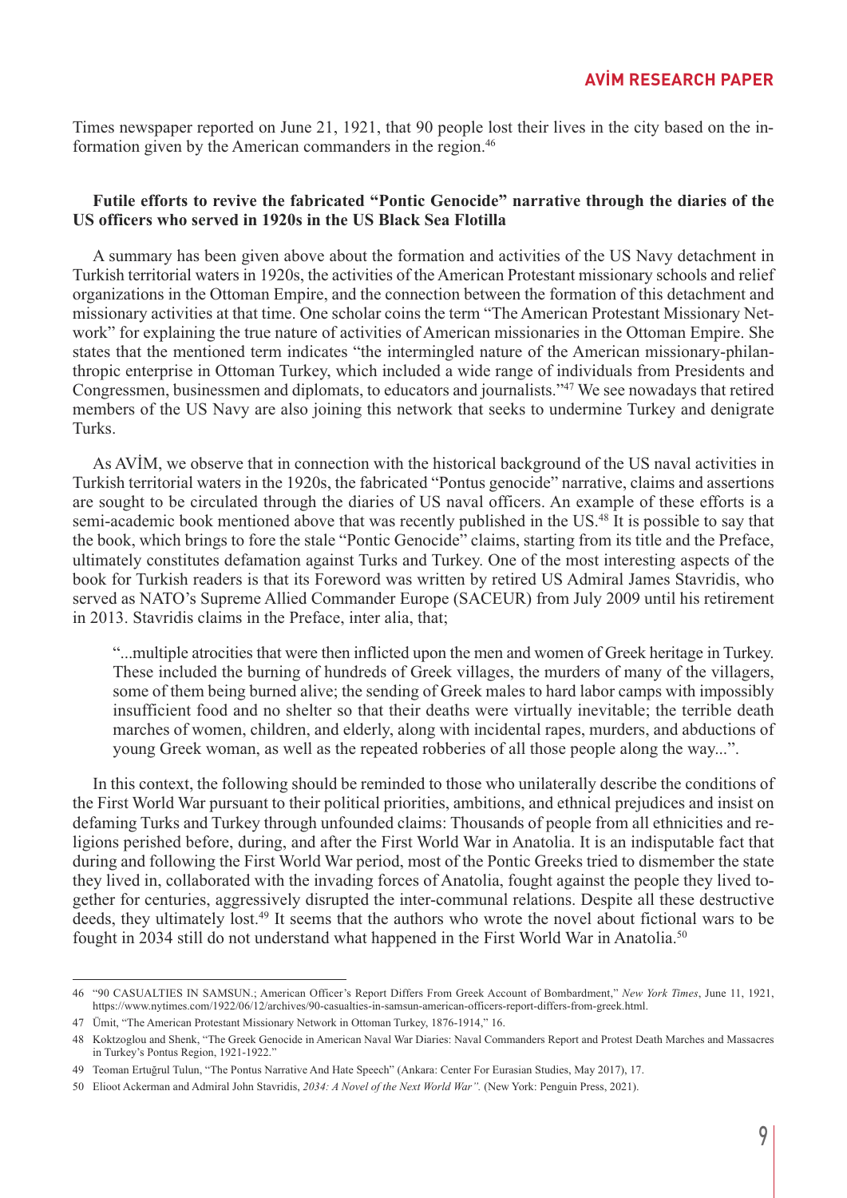Times newspaper reported on June 21, 1921, that 90 people lost their lives in the city based on the information given by the American commanders in the region.[46]

**Futile efforts to revive the fabricated "Pontic Genocide" narrative through the diaries of the US officers who served in 1920s in the US Black Sea Flotilla**

A summary has been given above about the formation and activities of the US Navy detachment in Turkish territorial waters in 1920s, the activities of the American Protestant missionary schools and relief organizations in the Ottoman Empire, and the connection between the formation of this detachment and missionary activities at that time. One scholar coins the term "The American Protestant Missionary Network" for explaining the true nature of activities of American missionaries in the Ottoman Empire. She states that the mentioned term indicates "the intermingled nature of the American missionary-philanthropic enterprise in Ottoman Turkey, which included a wide range of individuals from Presidents and Congressmen, businessmen and diplomats, to educators and journalists."[47] We see nowadays that retired members of the US Navy are also joining this network that seeks to undermine Turkey and denigrate Turks.

As AVİM, we observe that in connection with the historical background of the US naval activities in Turkish territorial waters in the 1920s, the fabricated "Pontus genocide" narrative, claims and assertions are sought to be circulated through the diaries of US naval officers. An example of these efforts is a semi-academic book mentioned above that was recently published in the US.[48] It is possible to say that the book, which brings to fore the stale "Pontic Genocide" claims, starting from its title and the Preface, ultimately constitutes defamation against Turks and Turkey. One of the most interesting aspects of the book for Turkish readers is that its Foreword was written by retired US Admiral James Stavridis, who served as NATO's Supreme Allied Commander Europe (SACEUR) from July 2009 until his retirement in 2013. Stavridis claims in the Preface, inter alia, that;

> "...multiple atrocities that were then inflicted upon the men and women of Greek heritage in Turkey. These included the burning of hundreds of Greek villages, the murders of many of the villagers, some of them being burned alive; the sending of Greek males to hard labor camps with impossibly insufficient food and no shelter so that their deaths were virtually inevitable; the terrible death marches of women, children, and elderly, along with incidental rapes, murders, and abductions of young Greek woman, as well as the repeated robberies of all those people along the way...".

In this context, the following should be reminded to those who unilaterally describe the conditions of the First World War pursuant to their political priorities, ambitions, and ethnical prejudices and insist on defaming Turks and Turkey through unfounded claims: Thousands of people from all ethnicities and religions perished before, during, and after the First World War in Anatolia. It is an indisputable fact that during and following the First World War period, most of the Pontic Greeks tried to dismember the state they lived in, collaborated with the invading forces of Anatolia, fought against the people they lived together for centuries, aggressively disrupted the inter-communal relations. Despite all these destructive deeds, they ultimately lost.[49] It seems that the authors who wrote the novel about fictional wars to be fought in 2034 still do not understand what happened in the First World War in Anatolia.[50]

---

46 "90 CASUALTIES IN SAMSUN.; American Officer's Report Differs From Greek Account of Bombardment," *New York Times*, June 11, 1921, https://www.nytimes.com/1922/06/12/archives/90-casualties-in-samsun-american-officers-report-differs-from-greek.html.

47 Ümit, "The American Protestant Missionary Network in Ottoman Turkey, 1876-1914," 16.

48 Koktzoglou and Shenk, "The Greek Genocide in American Naval War Diaries: Naval Commanders Report and Protest Death Marches and Massacres in Turkey's Pontus Region, 1921-1922."

49 Teoman Ertuğrul Tulun, "The Pontus Narrative And Hate Speech" (Ankara: Center For Eurasian Studies, May 2017), 17.

50 Elioot Ackerman and Admiral John Stavridis, *2034: A Novel of the Next World War".* (New York: Penguin Press, 2021).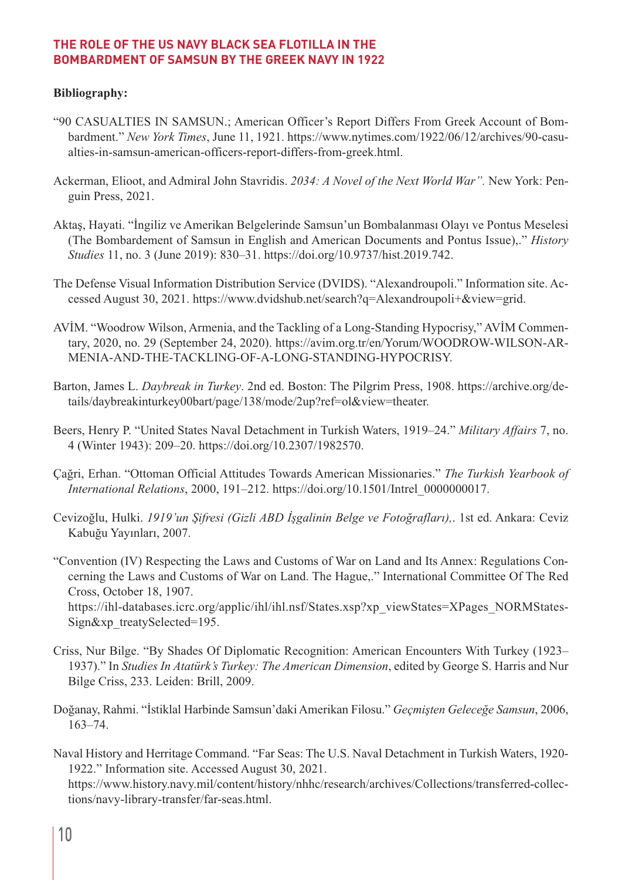**Bibliography:**

"90 CASUALTIES IN SAMSUN.; American Officer's Report Differs From Greek Account of Bombardment." *New York Times*, June 11, 1921. https://www.nytimes.com/1922/06/12/archives/90-casualties-in-samsun-american-officers-report-differs-from-greek.html.

Ackerman, Elioot, and Admiral John Stavridis. *2034: A Novel of the Next World War".* New York: Penguin Press, 2021.

Aktaş, Hayati. "İngiliz ve Amerikan Belgelerinde Samsun'un Bombalanması Olayı ve Pontus Meselesi (The Bombardement of Samsun in English and American Documents and Pontus Issue),." *History Studies* 11, no. 3 (June 2019): 830–31. https://doi.org/10.9737/hist.2019.742.

The Defense Visual Information Distribution Service (DVIDS). "Alexandroupoli." Information site. Accessed August 30, 2021. https://www.dvidshub.net/search?q=Alexandroupoli+&view=grid.

AVİM. "Woodrow Wilson, Armenia, and the Tackling of a Long-Standing Hypocrisy," AVİM Commentary, 2020, no. 29 (September 24, 2020). https://avim.org.tr/en/Yorum/WOODROW-WILSON-ARMENIA-AND-THE-TACKLING-OF-A-LONG-STANDING-HYPOCRISY.

Barton, James L. *Daybreak in Turkey*. 2nd ed. Boston: The Pilgrim Press, 1908. https://archive.org/details/daybreakinturkey00bart/page/138/mode/2up?ref=ol&view=theater.

Beers, Henry P. "United States Naval Detachment in Turkish Waters, 1919–24." *Military Affairs* 7, no. 4 (Winter 1943): 209–20. https://doi.org/10.2307/1982570.

Çağri, Erhan. "Ottoman Official Attitudes Towards American Missionaries." *The Turkish Yearbook of International Relations*, 2000, 191–212. https://doi.org/10.1501/Intrel_0000000017.

Cevizoğlu, Hulki. *1919'un Şifresi (Gizli ABD İşgalinin Belge ve Fotoğrafları),*. 1st ed. Ankara: Ceviz Kabuğu Yayınları, 2007.

"Convention (IV) Respecting the Laws and Customs of War on Land and Its Annex: Regulations Concerning the Laws and Customs of War on Land. The Hague,." International Committee Of The Red Cross, October 18, 1907.
https://ihl-databases.icrc.org/applic/ihl/ihl.nsf/States.xsp?xp_viewStates=XPages_NORMStatesSign&xp_treatySelected=195.

Criss, Nur Bilge. "By Shades Of Diplomatic Recognition: American Encounters With Turkey (1923–1937)." In *Studies In Atatürk's Turkey: The American Dimension*, edited by George S. Harris and Nur Bilge Criss, 233. Leiden: Brill, 2009.

Doğanay, Rahmi. "İstiklal Harbinde Samsun'daki Amerikan Filosu." *Geçmişten Geleceğe Samsun*, 2006, 163–74.

Naval History and Herritage Command. "Far Seas: The U.S. Naval Detachment in Turkish Waters, 1920-1922." Information site. Accessed August 30, 2021.
https://www.history.navy.mil/content/history/nhhc/research/archives/Collections/transferred-collections/navy-library-transfer/far-seas.html.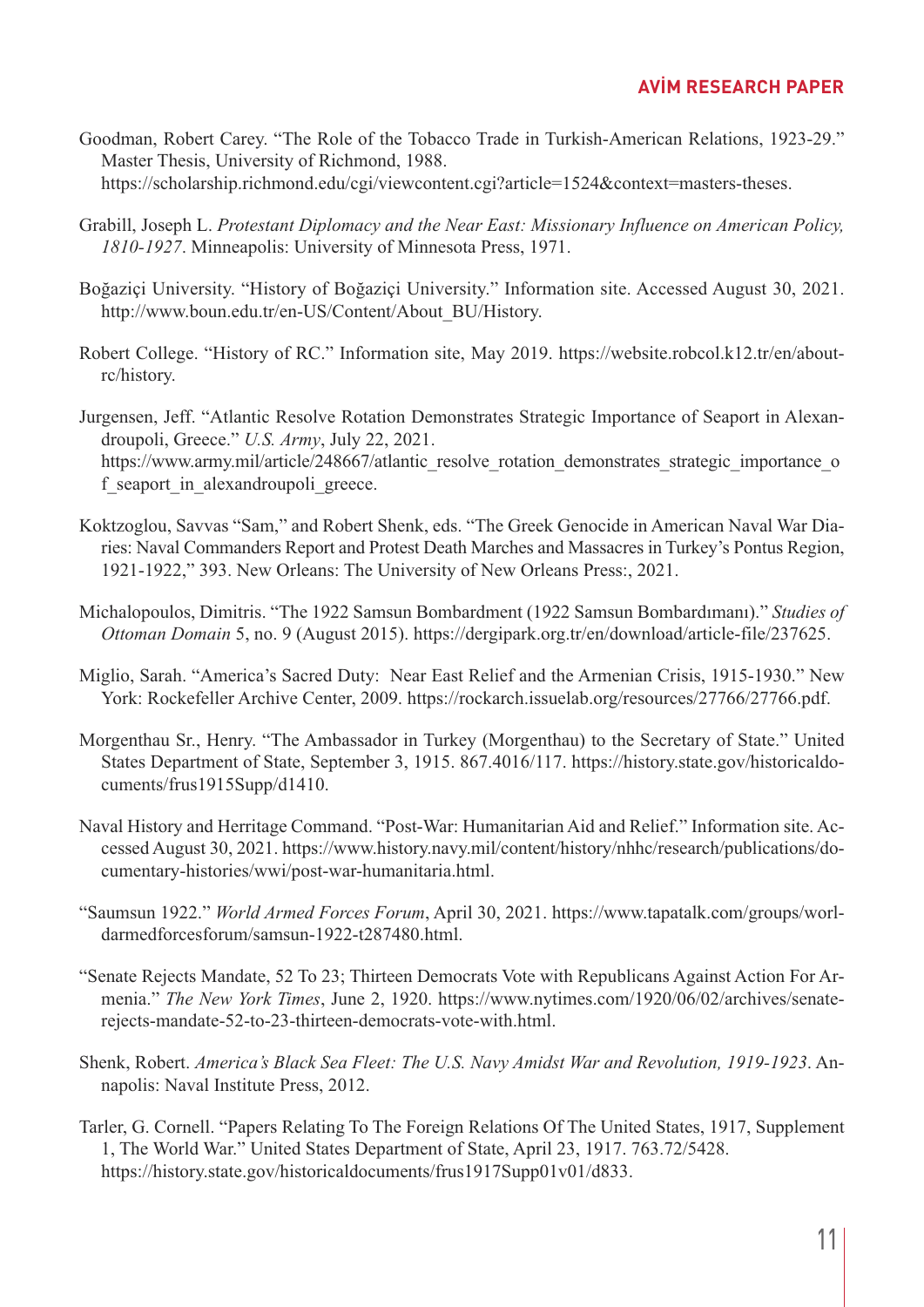Goodman, Robert Carey. "The Role of the Tobacco Trade in Turkish-American Relations, 1923-29." Master Thesis, University of Richmond, 1988. https://scholarship.richmond.edu/cgi/viewcontent.cgi?article=1524&context=masters-theses.

Grabill, Joseph L. *Protestant Diplomacy and the Near East: Missionary Influence on American Policy, 1810-1927*. Minneapolis: University of Minnesota Press, 1971.

Boğaziçi University. "History of Boğaziçi University." Information site. Accessed August 30, 2021. http://www.boun.edu.tr/en-US/Content/About_BU/History.

Robert College. "History of RC." Information site, May 2019. https://website.robcol.k12.tr/en/about-rc/history.

Jurgensen, Jeff. "Atlantic Resolve Rotation Demonstrates Strategic Importance of Seaport in Alexandroupoli, Greece." *U.S. Army*, July 22, 2021. https://www.army.mil/article/248667/atlantic_resolve_rotation_demonstrates_strategic_importance_of_seaport_in_alexandroupoli_greece.

Koktzoglou, Savvas "Sam," and Robert Shenk, eds. "The Greek Genocide in American Naval War Diaries: Naval Commanders Report and Protest Death Marches and Massacres in Turkey's Pontus Region, 1921-1922," 393. New Orleans: The University of New Orleans Press:, 2021.

Michalopoulos, Dimitris. "The 1922 Samsun Bombardment (1922 Samsun Bombardımanı)." *Studies of Ottoman Domain* 5, no. 9 (August 2015). https://dergipark.org.tr/en/download/article-file/237625.

Miglio, Sarah. "America's Sacred Duty: Near East Relief and the Armenian Crisis, 1915-1930." New York: Rockefeller Archive Center, 2009. https://rockarch.issuelab.org/resources/27766/27766.pdf.

Morgenthau Sr., Henry. "The Ambassador in Turkey (Morgenthau) to the Secretary of State." United States Department of State, September 3, 1915. 867.4016/117. https://history.state.gov/historicaldocuments/frus1915Supp/d1410.

Naval History and Herritage Command. "Post-War: Humanitarian Aid and Relief." Information site. Accessed August 30, 2021. https://www.history.navy.mil/content/history/nhhc/research/publications/documentary-histories/wwi/post-war-humanitaria.html.

"Saumsun 1922." *World Armed Forces Forum*, April 30, 2021. https://www.tapatalk.com/groups/worldarmedforcesforum/samsun-1922-t287480.html.

"Senate Rejects Mandate, 52 To 23; Thirteen Democrats Vote with Republicans Against Action For Armenia." *The New York Times*, June 2, 1920. https://www.nytimes.com/1920/06/02/archives/senate-rejects-mandate-52-to-23-thirteen-democrats-vote-with.html.

Shenk, Robert. *America's Black Sea Fleet: The U.S. Navy Amidst War and Revolution, 1919-1923*. Annapolis: Naval Institute Press, 2012.

Tarler, G. Cornell. "Papers Relating To The Foreign Relations Of The United States, 1917, Supplement 1, The World War." United States Department of State, April 23, 1917. 763.72/5428. https://history.state.gov/historicaldocuments/frus1917Supp01v01/d833.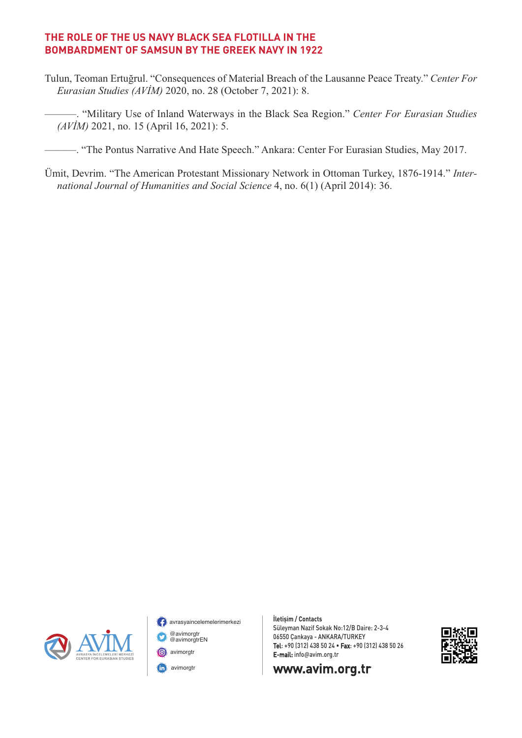Tulun, Teoman Ertuğrul. "Consequences of Material Breach of the Lausanne Peace Treaty." *Center For Eurasian Studies (AVİM)* 2020, no. 28 (October 7, 2021): 8.

———. "Military Use of Inland Waterways in the Black Sea Region." *Center For Eurasian Studies (AVİM)* 2021, no. 15 (April 16, 2021): 5.

———. "The Pontus Narrative And Hate Speech." Ankara: Center For Eurasian Studies, May 2017.

Ümit, Devrim. "The American Protestant Missionary Network in Ottoman Turkey, 1876-1914." *International Journal of Humanities and Social Science* 4, no. 6(1) (April 2014): 36.

AVİM
AVRASYA İNCELEMELERİ MERKEZİ
CENTER FOR EURASIAN STUDIES

avrasyaincelemelerimerkezi
@avimorgtr
@avimorgtrEN
avimorgtr
avimorgtr

**İletişim / Contacts**
Süleyman Nazif Sokak No:12/B Daire: 2-3-4
06550 Çankaya - ANKARA/TURKEY
**Tel:** +90 (312) 438 50 24 • **Fax:** +90 (312) 438 50 26
**E-mail:** info@avim.org.tr

**www.avim.org.tr**